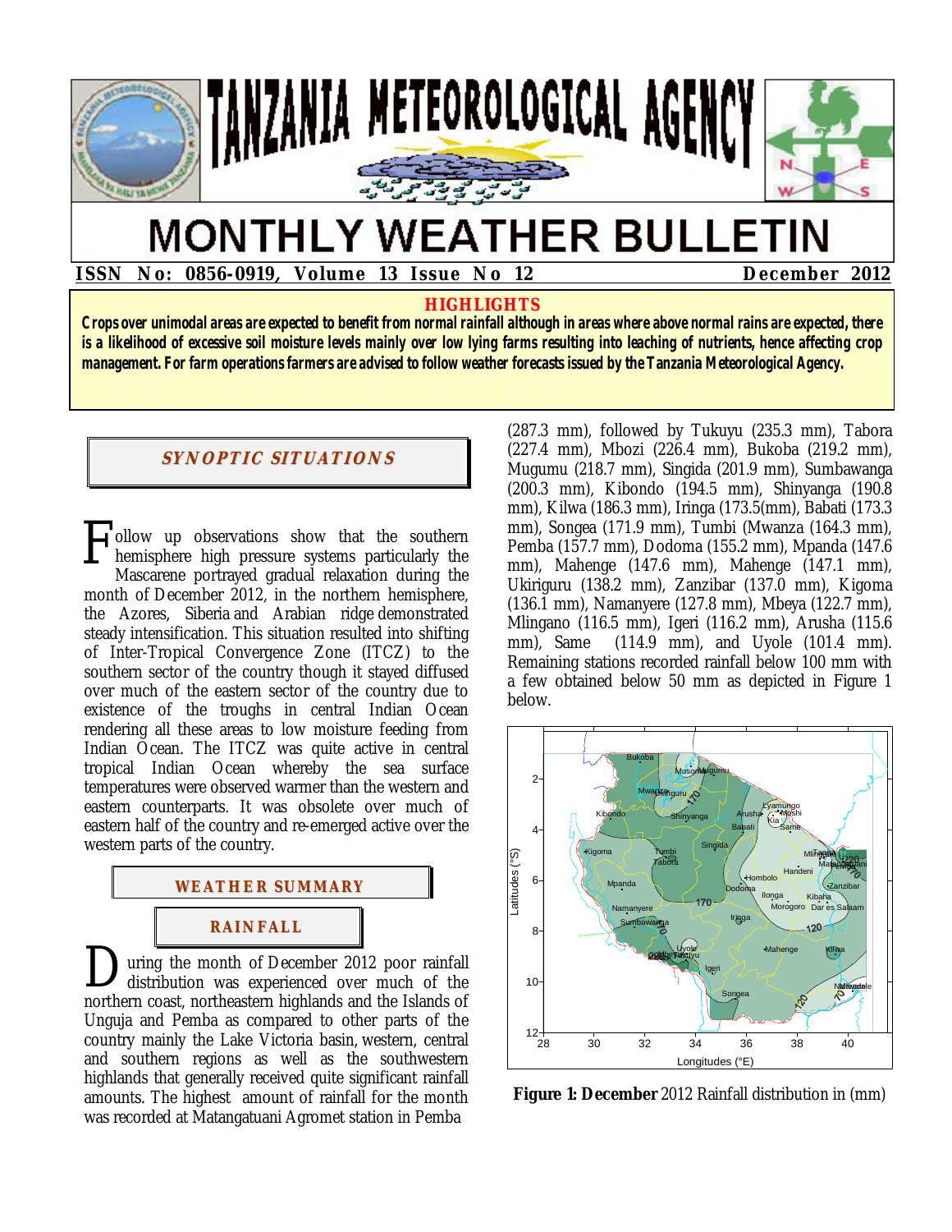# TANZANIA METEOROLOGICAL AGENCY

# MONTHLY WEATHER BULLETIN

**ISSN No: 0856-0919, Volume 13 Issue No 12** **December 2012**

## HIGHLIGHTS

**Crops over unimodal areas are expected to benefit from normal rainfall although in areas where above normal rains are expected, there is a likelihood of excessive soil moisture levels mainly over low lying farms resulting into leaching of nutrients, hence affecting crop management. For farm operations farmers are advised to follow weather forecasts issued by the Tanzania Meteorological Agency.**

## SYNOPTIC SITUATIONS

Follow up observations show that the southern hemisphere high pressure systems particularly the Mascarene portrayed gradual relaxation during the month of December 2012, in the northern hemisphere, the Azores, Siberia and Arabian ridge demonstrated steady intensification. This situation resulted into shifting of Inter-Tropical Convergence Zone (ITCZ) to the southern sector of the country though it stayed diffused over much of the eastern sector of the country due to existence of the troughs in central Indian Ocean rendering all these areas to low moisture feeding from Indian Ocean. The ITCZ was quite active in central tropical Indian Ocean whereby the sea surface temperatures were observed warmer than the western and eastern counterparts. It was obsolete over much of eastern half of the country and re-emerged active over the western parts of the country.

## WEATHER SUMMARY

### RAINFALL

During the month of December 2012 poor rainfall distribution was experienced over much of the northern coast, northeastern highlands and the Islands of Unguja and Pemba as compared to other parts of the country mainly the Lake Victoria basin, western, central and southern regions as well as the southwestern highlands that generally received quite significant rainfall amounts. The highest amount of rainfall for the month was recorded at Matangatuani Agromet station in Pemba (287.3 mm), followed by Tukuyu (235.3 mm), Tabora (227.4 mm), Mbozi (226.4 mm), Bukoba (219.2 mm), Mugumu (218.7 mm), Singida (201.9 mm), Sumbawanga (200.3 mm), Kibondo (194.5 mm), Shinyanga (190.8 mm), Kilwa (186.3 mm), Iringa (173.5(mm), Babati (173.3 mm), Songea (171.9 mm), Tumbi (Mwanza (164.3 mm), Pemba (157.7 mm), Dodoma (155.2 mm), Mpanda (147.6 mm), Mahenge (147.6 mm), Mahenge (147.1 mm), Ukiriguru (138.2 mm), Zanzibar (137.0 mm), Kigoma (136.1 mm), Namanyere (127.8 mm), Mbeya (122.7 mm), Mlingano (116.5 mm), Igeri (116.2 mm), Arusha (115.6 mm), Same (114.9 mm), and Uyole (101.4 mm). Remaining stations recorded rainfall below 100 mm with a few obtained below 50 mm as depicted in Figure 1 below.

**Figure 1: December** 2012 Rainfall distribution in (mm)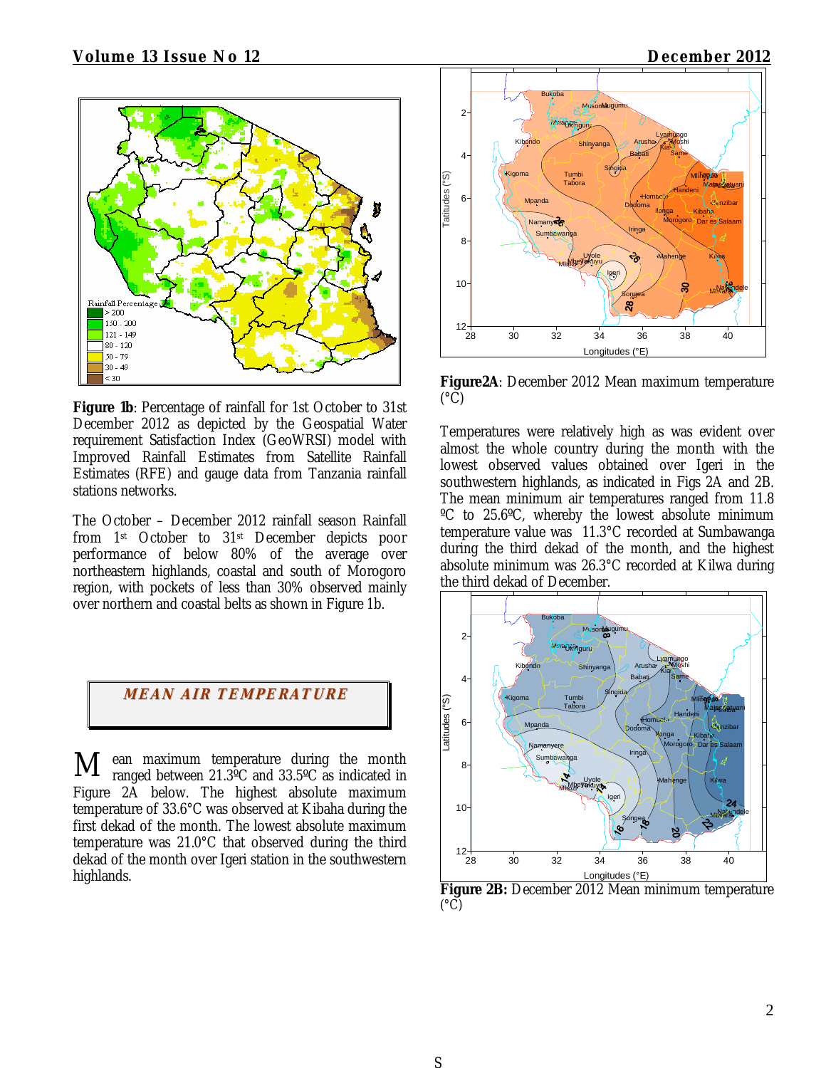**Figure 1b**: Percentage of rainfall for 1st October to 31st December 2012 as depicted by the Geospatial Water requirement Satisfaction Index (GeoWRSI) model with Improved Rainfall Estimates from Satellite Rainfall Estimates (RFE) and gauge data from Tanzania rainfall stations networks.

The October – December 2012 rainfall season Rainfall from 1st October to 31st December depicts poor performance of below 80% of the average over northeastern highlands, coastal and south of Morogoro region, with pockets of less than 30% observed mainly over northern and coastal belts as shown in Figure 1b.

## MEAN AIR TEMPERATURE

Mean maximum temperature during the month ranged between 21.3ºC and 33.5ºC as indicated in Figure 2A below. The highest absolute maximum temperature of 33.6°C was observed at Kibaha during the first dekad of the month. The lowest absolute maximum temperature was 21.0°C that observed during the third dekad of the month over Igeri station in the southwestern highlands.

**Figure2A**: December 2012 Mean maximum temperature (°C)

Temperatures were relatively high as was evident over almost the whole country during the month with the lowest observed values obtained over Igeri in the southwestern highlands, as indicated in Figs 2A and 2B. The mean minimum air temperatures ranged from 11.8 ºC to 25.6ºC, whereby the lowest absolute minimum temperature value was 11.3°C recorded at Sumbawanga during the third dekad of the month, and the highest absolute minimum was 26.3°C recorded at Kilwa during the third dekad of December.

**Figure 2B:** December 2012 Mean minimum temperature (°C)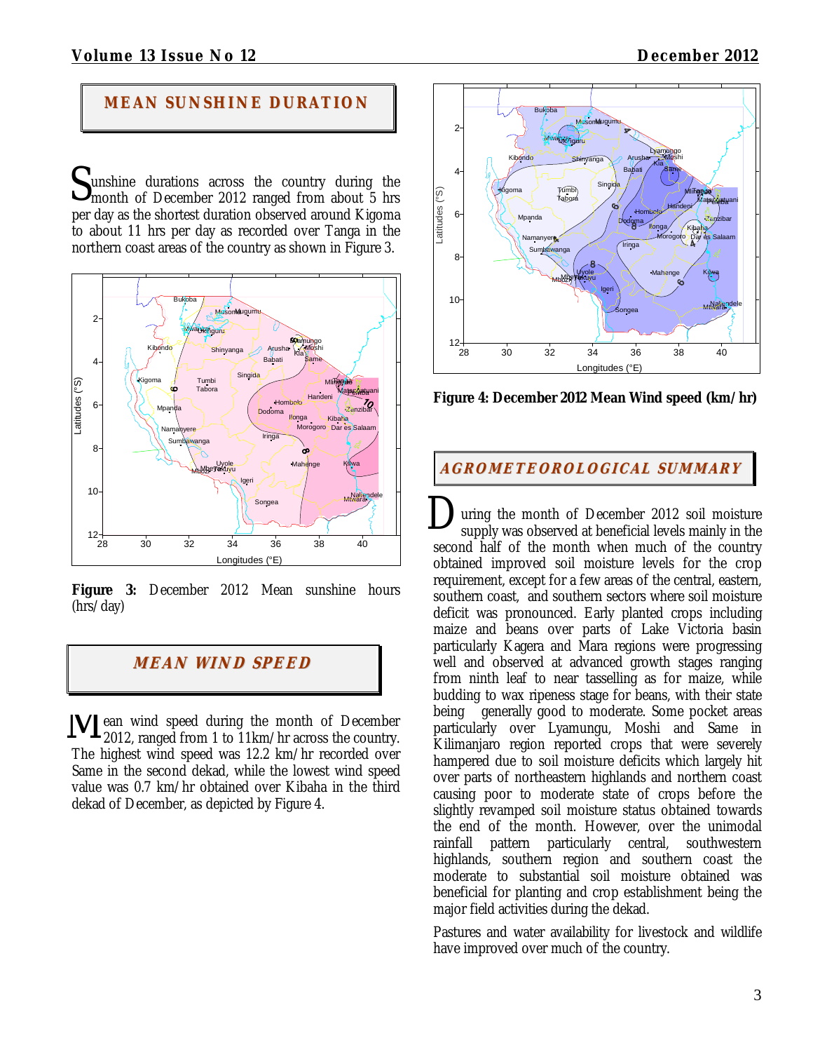## MEAN SUNSHINE DURATION

Sunshine durations across the country during the month of December 2012 ranged from about 5 hrs per day as the shortest duration observed around Kigoma to about 11 hrs per day as recorded over Tanga in the northern coast areas of the country as shown in Figure 3.

**Figure 3:** December 2012 Mean sunshine hours (hrs/day)

## MEAN WIND SPEED

Mean wind speed during the month of December 2012, ranged from 1 to 11km/hr across the country. The highest wind speed was 12.2 km/hr recorded over Same in the second dekad, while the lowest wind speed value was 0.7 km/hr obtained over Kibaha in the third dekad of December, as depicted by Figure 4.

**Figure 4: December 2012 Mean Wind speed (km/hr)**

## AGROMETEOROLOGICAL SUMMARY

During the month of December 2012 soil moisture supply was observed at beneficial levels mainly in the second half of the month when much of the country obtained improved soil moisture levels for the crop requirement, except for a few areas of the central, eastern, southern coast, and southern sectors where soil moisture deficit was pronounced. Early planted crops including maize and beans over parts of Lake Victoria basin particularly Kagera and Mara regions were progressing well and observed at advanced growth stages ranging from ninth leaf to near tasselling as for maize, while budding to wax ripeness stage for beans, with their state being generally good to moderate. Some pocket areas particularly over Lyamungu, Moshi and Same in Kilimanjaro region reported crops that were severely hampered due to soil moisture deficits which largely hit over parts of northeastern highlands and northern coast causing poor to moderate state of crops before the slightly revamped soil moisture status obtained towards the end of the month. However, over the unimodal rainfall pattern particularly central, southwestern highlands, southern region and southern coast the moderate to substantial soil moisture obtained was beneficial for planting and crop establishment being the major field activities during the dekad.

Pastures and water availability for livestock and wildlife have improved over much of the country.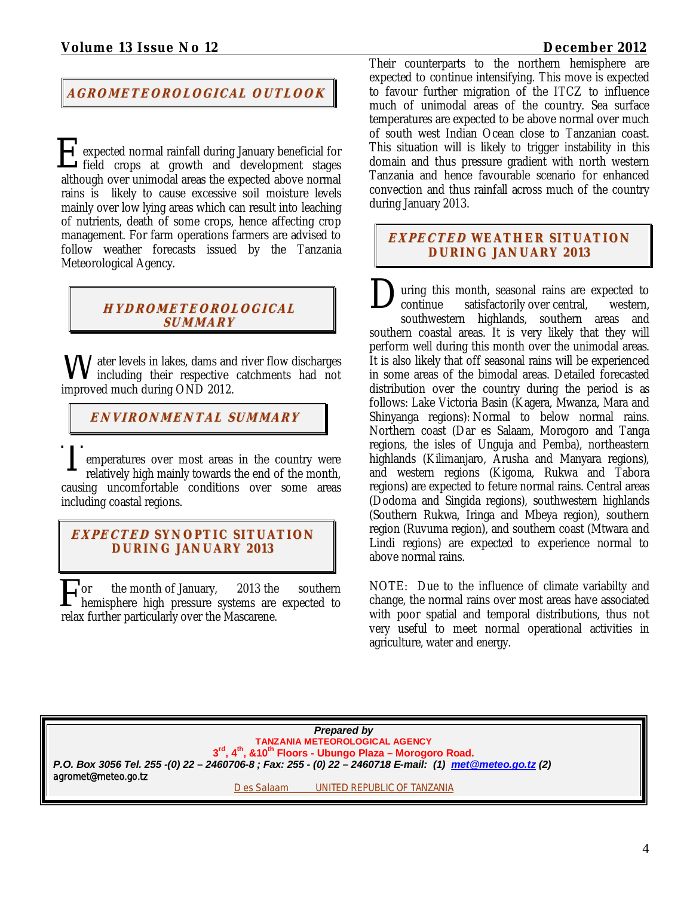## AGROMETEOROLOGICAL OUTLOOK

Expected normal rainfall during January beneficial for field crops at growth and development stages although over unimodal areas the expected above normal rains is likely to cause excessive soil moisture levels mainly over low lying areas which can result into leaching of nutrients, death of some crops, hence affecting crop management. For farm operations farmers are advised to follow weather forecasts issued by the Tanzania Meteorological Agency.

## HYDROMETEOROLOGICAL SUMMARY

Water levels in lakes, dams and river flow discharges including their respective catchments had not improved much during OND 2012.

## ENVIRONMENTAL SUMMARY

Temperatures over most areas in the country were relatively high mainly towards the end of the month, causing uncomfortable conditions over some areas including coastal regions.

## EXPECTED SYNOPTIC SITUATION DURING JANUARY 2013

For the month of January, 2013 the southern hemisphere high pressure systems are expected to relax further particularly over the Mascarene. Their counterparts to the northern hemisphere are expected to continue intensifying. This move is expected to favour further migration of the ITCZ to influence much of unimodal areas of the country. Sea surface temperatures are expected to be above normal over much of south west Indian Ocean close to Tanzanian coast. This situation will is likely to trigger instability in this domain and thus pressure gradient with north western Tanzania and hence favourable scenario for enhanced convection and thus rainfall across much of the country during January 2013.

## EXPECTED WEATHER SITUATION DURING JANUARY 2013

During this month, seasonal rains are expected to continue satisfactorily over central, western, southwestern highlands, southern areas and southern coastal areas. It is very likely that they will perform well during this month over the unimodal areas. It is also likely that off seasonal rains will be experienced in some areas of the bimodal areas. Detailed forecasted distribution over the country during the period is as follows: Lake Victoria Basin (Kagera, Mwanza, Mara and Shinyanga regions): Normal to below normal rains. Northern coast (Dar es Salaam, Morogoro and Tanga regions, the isles of Unguja and Pemba), northeastern highlands (Kilimanjaro, Arusha and Manyara regions), and western regions (Kigoma, Rukwa and Tabora regions) are expected to feture normal rains. Central areas (Dodoma and Singida regions), southwestern highlands (Southern Rukwa, Iringa and Mbeya region), southern region (Ruvuma region), and southern coast (Mtwara and Lindi regions) are expected to experience normal to above normal rains.

NOTE: Due to the influence of climate variabilty and change, the normal rains over most areas have associated with poor spatial and temporal distributions, thus not very useful to meet normal operational activities in agriculture, water and energy.

---

***Prepared by***

**TANZANIA METEOROLOGICAL AGENCY**

**3rd, 4th, &10th Floors - Ubungo Plaza – Morogoro Road.**

***P.O. Box 3056 Tel. 255 -(0) 22 – 2460706-8 ; Fax: 255 - (0) 22 – 2460718 E-mail: (1) met@meteo.go.tz (2)*** agromet@meteo.go.tz

D es Salaam UNITED REPUBLIC OF TANZANIA